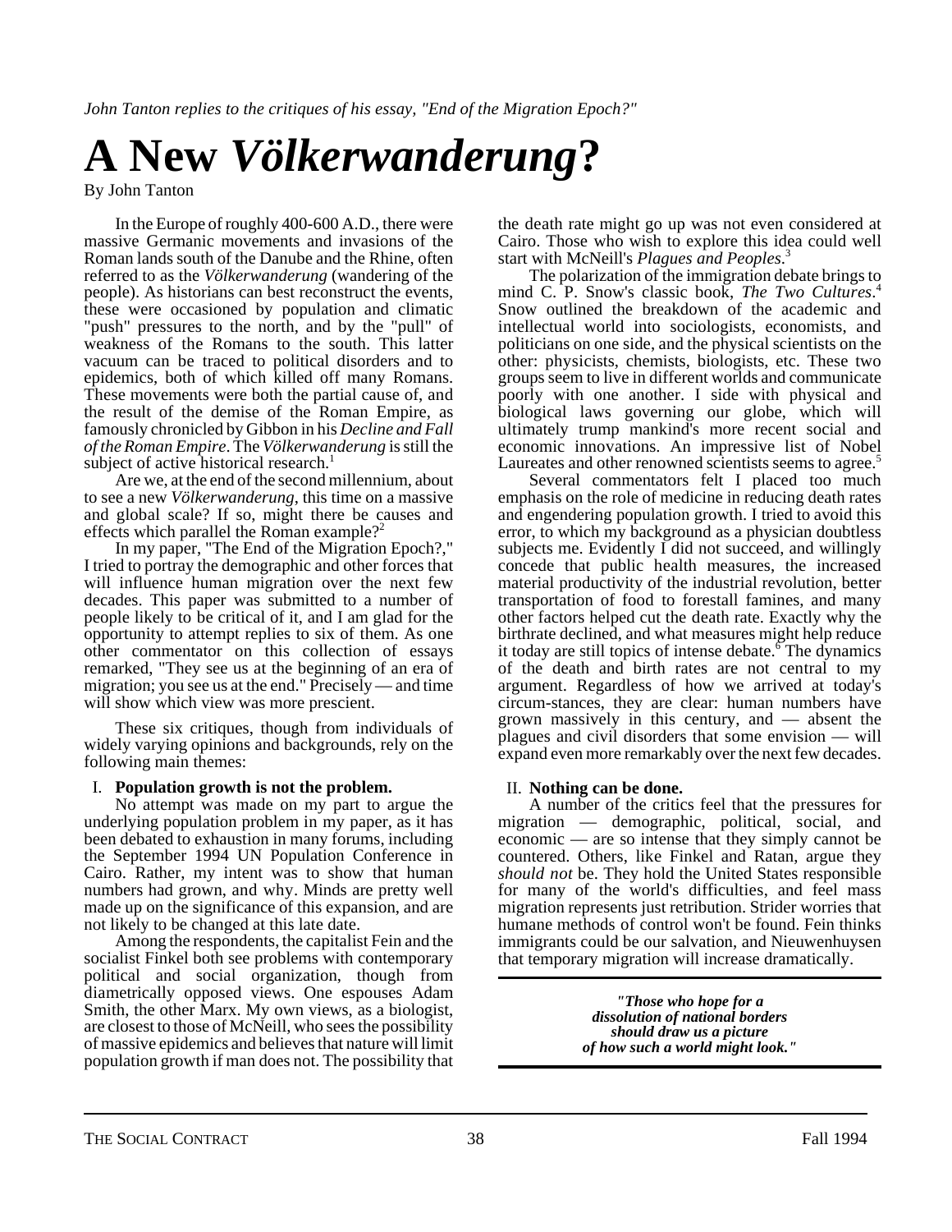*John Tanton replies to the critiques of his essay, "End of the Migration Epoch?"*

# A New *Völkerwanderung*?

By John Tanton

In the Europe of roughly 400-600 A.D., there were massive Germanic movements and invasions of the Roman lands south of the Danube and the Rhine, often referred to as the *Völkerwanderung* (wandering of the people). As historians can best reconstruct the events, these were occasioned by population and climatic "push" pressures to the north, and by the "pull" of weakness of the Romans to the south. This latter vacuum can be traced to political disorders and to epidemics, both of which killed off many Romans. These movements were both the partial cause of, and the result of the demise of the Roman Empire, as famously chronicled by Gibbon in his *Decline and Fall of the Roman Empire*. The *Völkerwanderung* is still the subject of active historical research.[1]

Are we, at the end of the second millennium, about to see a new *Völkerwanderung*, this time on a massive and global scale? If so, might there be causes and effects which parallel the Roman example?[2]

In my paper, "The End of the Migration Epoch?," I tried to portray the demographic and other forces that will influence human migration over the next few decades. This paper was submitted to a number of people likely to be critical of it, and I am glad for the opportunity to attempt replies to six of them. As one other commentator on this collection of essays remarked, "They see us at the beginning of an era of migration; you see us at the end." Precisely — and time will show which view was more prescient.

These six critiques, though from individuals of widely varying opinions and backgrounds, rely on the following main themes:

I. **Population growth is not the problem.**

No attempt was made on my part to argue the underlying population problem in my paper, as it has been debated to exhaustion in many forums, including the September 1994 UN Population Conference in Cairo. Rather, my intent was to show that human numbers had grown, and why. Minds are pretty well made up on the significance of this expansion, and are not likely to be changed at this late date.

Among the respondents, the capitalist Fein and the socialist Finkel both see problems with contemporary political and social organization, though from diametrically opposed views. One espouses Adam Smith, the other Marx. My own views, as a biologist, are closest to those of McNeill, who sees the possibility of massive epidemics and believes that nature will limit population growth if man does not. The possibility that the death rate might go up was not even considered at Cairo. Those who wish to explore this idea could well start with McNeill's *Plagues and Peoples*.[3]

The polarization of the immigration debate brings to mind C. P. Snow's classic book, *The Two Cultures*.[4] Snow outlined the breakdown of the academic and intellectual world into sociologists, economists, and politicians on one side, and the physical scientists on the other: physicists, chemists, biologists, etc. These two groups seem to live in different worlds and communicate poorly with one another. I side with physical and biological laws governing our globe, which will ultimately trump mankind's more recent social and economic innovations. An impressive list of Nobel Laureates and other renowned scientists seems to agree.[5]

Several commentators felt I placed too much emphasis on the role of medicine in reducing death rates and engendering population growth. I tried to avoid this error, to which my background as a physician doubtless subjects me. Evidently I did not succeed, and willingly concede that public health measures, the increased material productivity of the industrial revolution, better transportation of food to forestall famines, and many other factors helped cut the death rate. Exactly why the birthrate declined, and what measures might help reduce it today are still topics of intense debate.[6] The dynamics of the death and birth rates are not central to my argument. Regardless of how we arrived at today's circum-stances, they are clear: human numbers have grown massively in this century, and — absent the plagues and civil disorders that some envision — will expand even more remarkably over the next few decades.

II. **Nothing can be done.**

A number of the critics feel that the pressures for migration — demographic, political, social, and economic — are so intense that they simply cannot be countered. Others, like Finkel and Ratan, argue they *should not* be. They hold the United States responsible for many of the world's difficulties, and feel mass migration represents just retribution. Strider worries that humane methods of control won't be found. Fein thinks immigrants could be our salvation, and Nieuwenhuysen that temporary migration will increase dramatically.

> ***"Those who hope for a dissolution of national borders should draw us a picture of how such a world might look."***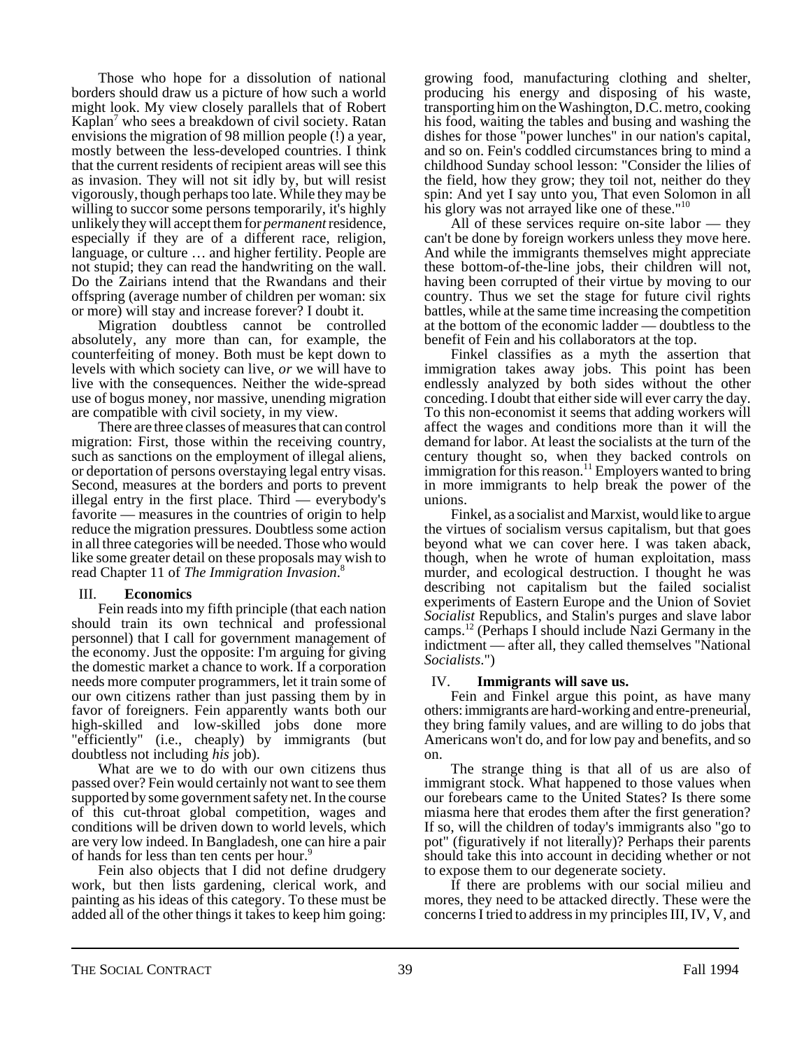Those who hope for a dissolution of national borders should draw us a picture of how such a world might look. My view closely parallels that of Robert Kaplan[7] who sees a breakdown of civil society. Ratan envisions the migration of 98 million people (!) a year, mostly between the less-developed countries. I think that the current residents of recipient areas will see this as invasion. They will not sit idly by, but will resist vigorously, though perhaps too late. While they may be willing to succor some persons temporarily, it's highly unlikely they will accept them for *permanent* residence, especially if they are of a different race, religion, language, or culture … and higher fertility. People are not stupid; they can read the handwriting on the wall. Do the Zairians intend that the Rwandans and their offspring (average number of children per woman: six or more) will stay and increase forever? I doubt it.

Migration doubtless cannot be controlled absolutely, any more than can, for example, the counterfeiting of money. Both must be kept down to levels with which society can live, *or* we will have to live with the consequences. Neither the wide-spread use of bogus money, nor massive, unending migration are compatible with civil society, in my view.

There are three classes of measures that can control migration: First, those within the receiving country, such as sanctions on the employment of illegal aliens, or deportation of persons overstaying legal entry visas. Second, measures at the borders and ports to prevent illegal entry in the first place. Third — everybody's favorite — measures in the countries of origin to help reduce the migration pressures. Doubtless some action in all three categories will be needed. Those who would like some greater detail on these proposals may wish to read Chapter 11 of *The Immigration Invasion*.[8]

## III. Economics

Fein reads into my fifth principle (that each nation should train its own technical and professional personnel) that I call for government management of the economy. Just the opposite: I'm arguing for giving the domestic market a chance to work. If a corporation needs more computer programmers, let it train some of our own citizens rather than just passing them by in favor of foreigners. Fein apparently wants both our high-skilled and low-skilled jobs done more "efficiently" (i.e., cheaply) by immigrants (but doubtless not including *his* job).

What are we to do with our own citizens thus passed over? Fein would certainly not want to see them supported by some government safety net. In the course of this cut-throat global competition, wages and conditions will be driven down to world levels, which are very low indeed. In Bangladesh, one can hire a pair of hands for less than ten cents per hour.[9]

Fein also objects that I did not define drudgery work, but then lists gardening, clerical work, and painting as his ideas of this category. To these must be added all of the other things it takes to keep him going: growing food, manufacturing clothing and shelter, producing his energy and disposing of his waste, transporting him on the Washington, D.C. metro, cooking his food, waiting the tables and busing and washing the dishes for those "power lunches" in our nation's capital, and so on. Fein's coddled circumstances bring to mind a childhood Sunday school lesson: "Consider the lilies of the field, how they grow; they toil not, neither do they spin: And yet I say unto you, That even Solomon in all his glory was not arrayed like one of these."[10]

All of these services require on-site labor — they can't be done by foreign workers unless they move here. And while the immigrants themselves might appreciate these bottom-of-the-line jobs, their children will not, having been corrupted of their virtue by moving to our country. Thus we set the stage for future civil rights battles, while at the same time increasing the competition at the bottom of the economic ladder — doubtless to the benefit of Fein and his collaborators at the top.

Finkel classifies as a myth the assertion that immigration takes away jobs. This point has been endlessly analyzed by both sides without the other conceding. I doubt that either side will ever carry the day. To this non-economist it seems that adding workers will affect the wages and conditions more than it will the demand for labor. At least the socialists at the turn of the century thought so, when they backed controls on immigration for this reason.[11] Employers wanted to bring in more immigrants to help break the power of the unions.

Finkel, as a socialist and Marxist, would like to argue the virtues of socialism versus capitalism, but that goes beyond what we can cover here. I was taken aback, though, when he wrote of human exploitation, mass murder, and ecological destruction. I thought he was describing not capitalism but the failed socialist experiments of Eastern Europe and the Union of Soviet *Socialist* Republics, and Stalin's purges and slave labor camps.[12] (Perhaps I should include Nazi Germany in the indictment — after all, they called themselves "National *Socialists*.")

## IV. Immigrants will save us.

Fein and Finkel argue this point, as have many others: immigrants are hard-working and entre-preneurial, they bring family values, and are willing to do jobs that Americans won't do, and for low pay and benefits, and so on.

The strange thing is that all of us are also of immigrant stock. What happened to those values when our forebears came to the United States? Is there some miasma here that erodes them after the first generation? If so, will the children of today's immigrants also "go to pot" (figuratively if not literally)? Perhaps their parents should take this into account in deciding whether or not to expose them to our degenerate society.

If there are problems with our social milieu and mores, they need to be attacked directly. These were the concerns I tried to address in my principles III, IV, V, and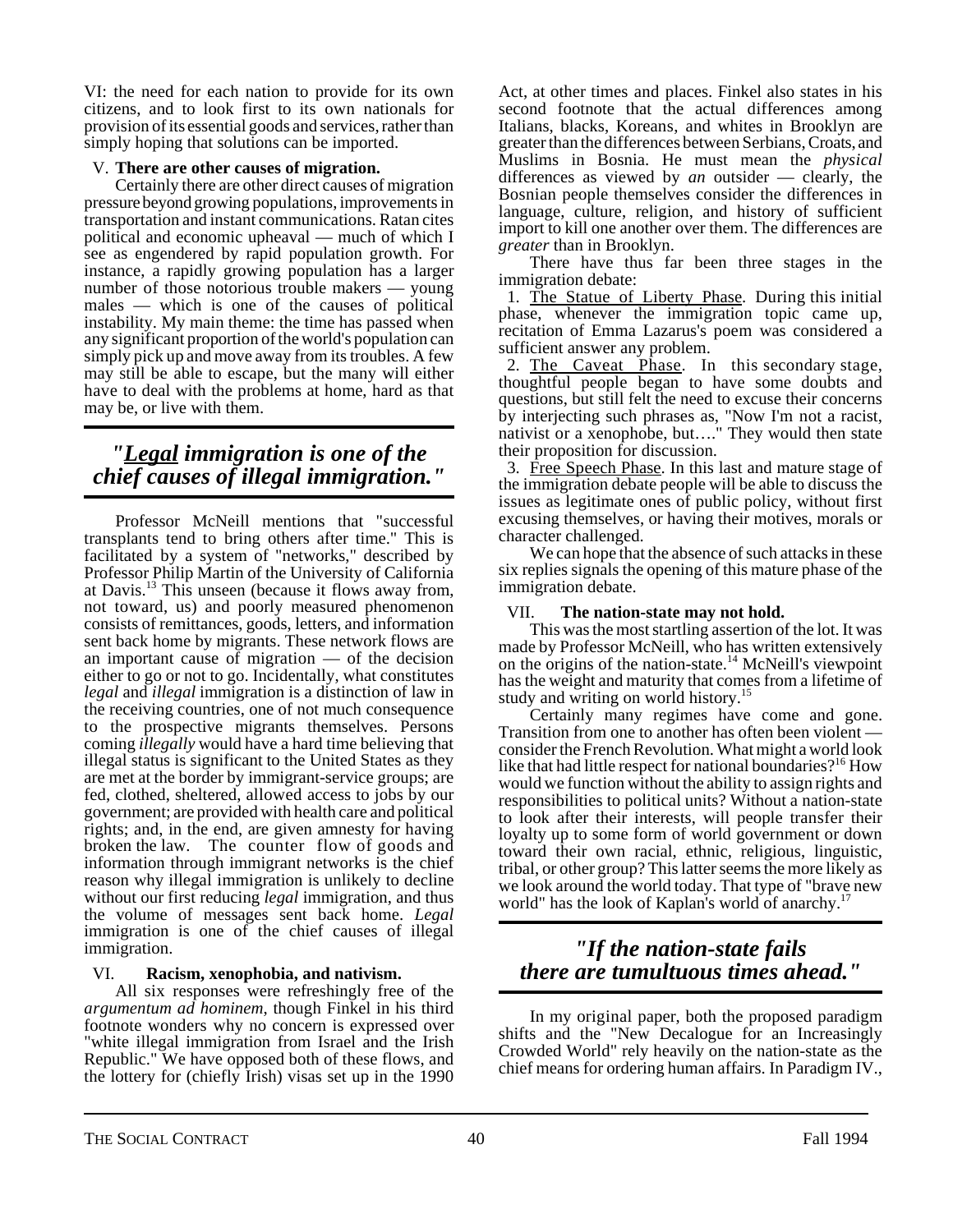VI: the need for each nation to provide for its own citizens, and to look first to its own nationals for provision of its essential goods and services, rather than simply hoping that solutions can be imported.

V. **There are other causes of migration.**

Certainly there are other direct causes of migration pressure beyond growing populations, improvements in transportation and instant communications. Ratan cites political and economic upheaval — much of which I see as engendered by rapid population growth. For instance, a rapidly growing population has a larger number of those notorious trouble makers — young males — which is one of the causes of political instability. My main theme: the time has passed when any significant proportion of the world's population can simply pick up and move away from its troubles. A few may still be able to escape, but the many will either have to deal with the problems at home, hard as that may be, or live with them.

> ***"Legal immigration is one of the chief causes of illegal immigration."***

Professor McNeill mentions that "successful transplants tend to bring others after time." This is facilitated by a system of "networks," described by Professor Philip Martin of the University of California at Davis.[13] This unseen (because it flows away from, not toward, us) and poorly measured phenomenon consists of remittances, goods, letters, and information sent back home by migrants. These network flows are an important cause of migration — of the decision either to go or not to go. Incidentally, what constitutes *legal* and *illegal* immigration is a distinction of law in the receiving countries, one of not much consequence to the prospective migrants themselves. Persons coming *illegally* would have a hard time believing that illegal status is significant to the United States as they are met at the border by immigrant-service groups; are fed, clothed, sheltered, allowed access to jobs by our government; are provided with health care and political rights; and, in the end, are given amnesty for having broken the law. The counter flow of goods and information through immigrant networks is the chief reason why illegal immigration is unlikely to decline without our first reducing *legal* immigration, and thus the volume of messages sent back home. *Legal* immigration is one of the chief causes of illegal immigration.

VI. **Racism, xenophobia, and nativism.**

All six responses were refreshingly free of the *argumentum ad hominem*, though Finkel in his third footnote wonders why no concern is expressed over "white illegal immigration from Israel and the Irish Republic." We have opposed both of these flows, and the lottery for (chiefly Irish) visas set up in the 1990 Act, at other times and places. Finkel also states in his second footnote that the actual differences among Italians, blacks, Koreans, and whites in Brooklyn are greater than the differences between Serbians, Croats, and Muslims in Bosnia. He must mean the *physical* differences as viewed by *an* outsider — clearly, the Bosnian people themselves consider the differences in language, culture, religion, and history of sufficient import to kill one another over them. The differences are *greater* than in Brooklyn.

There have thus far been three stages in the immigration debate:

1. The Statue of Liberty Phase. During this initial phase, whenever the immigration topic came up, recitation of Emma Lazarus's poem was considered a sufficient answer any problem.
2. The Caveat Phase. In this secondary stage, thoughtful people began to have some doubts and questions, but still felt the need to excuse their concerns by interjecting such phrases as, "Now I'm not a racist, nativist or a xenophobe, but…." They would then state their proposition for discussion.
3. Free Speech Phase. In this last and mature stage of the immigration debate people will be able to discuss the issues as legitimate ones of public policy, without first excusing themselves, or having their motives, morals or character challenged.

We can hope that the absence of such attacks in these six replies signals the opening of this mature phase of the immigration debate.

VII. **The nation-state may not hold.**

This was the most startling assertion of the lot. It was made by Professor McNeill, who has written extensively on the origins of the nation-state.[14] McNeill's viewpoint has the weight and maturity that comes from a lifetime of study and writing on world history.[15]

Certainly many regimes have come and gone. Transition from one to another has often been violent — consider the French Revolution. What might a world look like that had little respect for national boundaries?[16] How would we function without the ability to assign rights and responsibilities to political units? Without a nation-state to look after their interests, will people transfer their loyalty up to some form of world government or down toward their own racial, ethnic, religious, linguistic, tribal, or other group? This latter seems the more likely as we look around the world today. That type of "brave new world" has the look of Kaplan's world of anarchy.[17]

> ***"If the nation-state fails there are tumultuous times ahead."***

In my original paper, both the proposed paradigm shifts and the "New Decalogue for an Increasingly Crowded World" rely heavily on the nation-state as the chief means for ordering human affairs. In Paradigm IV.,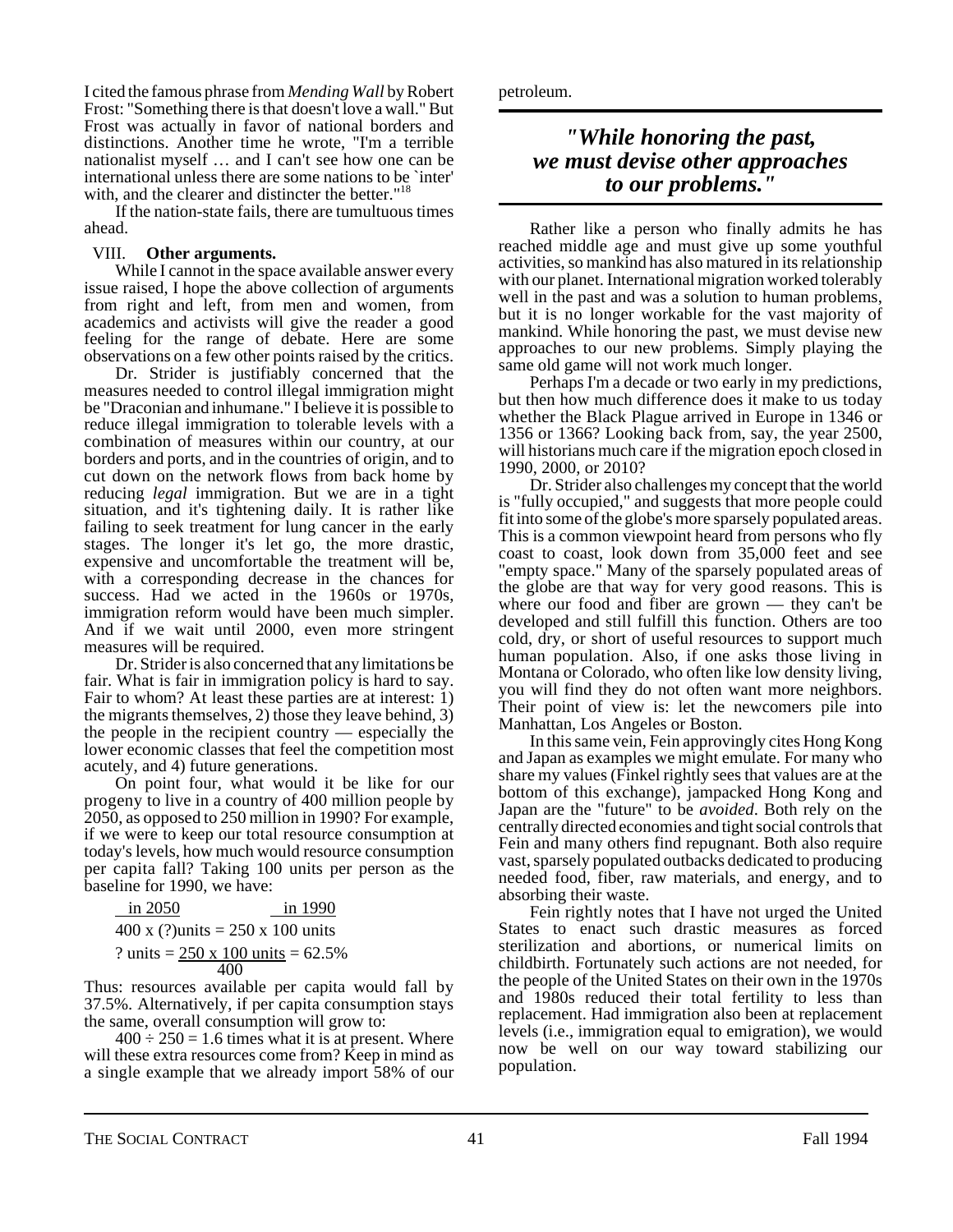I cited the famous phrase from *Mending Wall* by Robert Frost: "Something there is that doesn't love a wall." But Frost was actually in favor of national borders and distinctions. Another time he wrote, "I'm a terrible nationalist myself … and I can't see how one can be international unless there are some nations to be `inter' with, and the clearer and distincter the better."[18]

If the nation-state fails, there are tumultuous times ahead.

## VIII. Other arguments.

While I cannot in the space available answer every issue raised, I hope the above collection of arguments from right and left, from men and women, from academics and activists will give the reader a good feeling for the range of debate. Here are some observations on a few other points raised by the critics.

Dr. Strider is justifiably concerned that the measures needed to control illegal immigration might be "Draconian and inhumane." I believe it is possible to reduce illegal immigration to tolerable levels with a combination of measures within our country, at our borders and ports, and in the countries of origin, and to cut down on the network flows from back home by reducing *legal* immigration. But we are in a tight situation, and it's tightening daily. It is rather like failing to seek treatment for lung cancer in the early stages. The longer it's let go, the more drastic, expensive and uncomfortable the treatment will be, with a corresponding decrease in the chances for success. Had we acted in the 1960s or 1970s, immigration reform would have been much simpler. And if we wait until 2000, even more stringent measures will be required.

Dr. Strider is also concerned that any limitations be fair. What is fair in immigration policy is hard to say. Fair to whom? At least these parties are at interest: 1) the migrants themselves, 2) those they leave behind, 3) the people in the recipient country — especially the lower economic classes that feel the competition most acutely, and 4) future generations.

On point four, what would it be like for our progeny to live in a country of 400 million people by 2050, as opposed to 250 million in 1990? For example, if we were to keep our total resource consumption at today's levels, how much would resource consumption per capita fall? Taking 100 units per person as the baseline for 1990, we have:

$$\underline{\text{in 2050}} \qquad \underline{\text{in 1990}}$$

$$400 \times (?)\text{units} = 250 \times 100 \text{ units}$$

$$? \text{ units} = \frac{250 \times 100 \text{ units}}{400} = 62.5\%$$

Thus: resources available per capita would fall by 37.5%. Alternatively, if per capita consumption stays the same, overall consumption will grow to:

$400 \div 250 = 1.6$ times what it is at present. Where will these extra resources come from? Keep in mind as a single example that we already import 58% of our petroleum.

> ***"While honoring the past, we must devise other approaches to our problems."***

Rather like a person who finally admits he has reached middle age and must give up some youthful activities, so mankind has also matured in its relationship with our planet. International migration worked tolerably well in the past and was a solution to human problems, but it is no longer workable for the vast majority of mankind. While honoring the past, we must devise new approaches to our new problems. Simply playing the same old game will not work much longer.

Perhaps I'm a decade or two early in my predictions, but then how much difference does it make to us today whether the Black Plague arrived in Europe in 1346 or 1356 or 1366? Looking back from, say, the year 2500, will historians much care if the migration epoch closed in 1990, 2000, or 2010?

Dr. Strider also challenges my concept that the world is "fully occupied," and suggests that more people could fit into some of the globe's more sparsely populated areas. This is a common viewpoint heard from persons who fly coast to coast, look down from 35,000 feet and see "empty space." Many of the sparsely populated areas of the globe are that way for very good reasons. This is where our food and fiber are grown — they can't be developed and still fulfill this function. Others are too cold, dry, or short of useful resources to support much human population. Also, if one asks those living in Montana or Colorado, who often like low density living, you will find they do not often want more neighbors. Their point of view is: let the newcomers pile into Manhattan, Los Angeles or Boston.

In this same vein, Fein approvingly cites Hong Kong and Japan as examples we might emulate. For many who share my values (Finkel rightly sees that values are at the bottom of this exchange), jampacked Hong Kong and Japan are the "future" to be *avoided*. Both rely on the centrally directed economies and tight social controls that Fein and many others find repugnant. Both also require vast, sparsely populated outbacks dedicated to producing needed food, fiber, raw materials, and energy, and to absorbing their waste.

Fein rightly notes that I have not urged the United States to enact such drastic measures as forced sterilization and abortions, or numerical limits on childbirth. Fortunately such actions are not needed, for the people of the United States on their own in the 1970s and 1980s reduced their total fertility to less than replacement. Had immigration also been at replacement levels (i.e., immigration equal to emigration), we would now be well on our way toward stabilizing our population.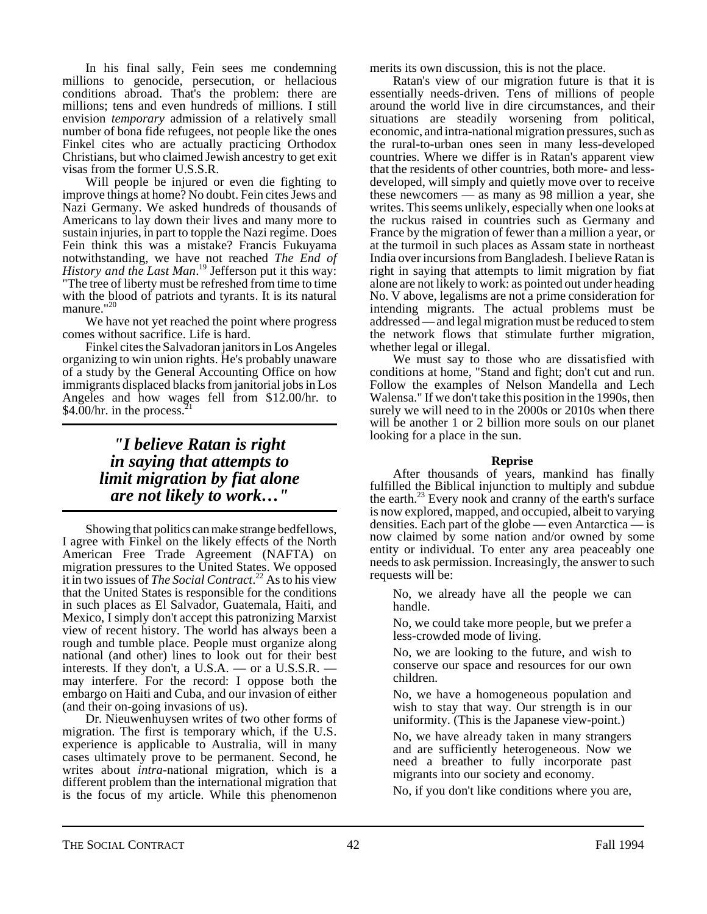In his final sally, Fein sees me condemning millions to genocide, persecution, or hellacious conditions abroad. That's the problem: there are millions; tens and even hundreds of millions. I still envision *temporary* admission of a relatively small number of bona fide refugees, not people like the ones Finkel cites who are actually practicing Orthodox Christians, but who claimed Jewish ancestry to get exit visas from the former U.S.S.R.

Will people be injured or even die fighting to improve things at home? No doubt. Fein cites Jews and Nazi Germany. We asked hundreds of thousands of Americans to lay down their lives and many more to sustain injuries, in part to topple the Nazi regime. Does Fein think this was a mistake? Francis Fukuyama notwithstanding, we have not reached *The End of History and the Last Man*.[19] Jefferson put it this way: "The tree of liberty must be refreshed from time to time with the blood of patriots and tyrants. It is its natural manure."[20]

We have not yet reached the point where progress comes without sacrifice. Life is hard.

Finkel cites the Salvadoran janitors in Los Angeles organizing to win union rights. He's probably unaware of a study by the General Accounting Office on how immigrants displaced blacks from janitorial jobs in Los Angeles and how wages fell from \$12.00/hr. to \$4.00/hr. in the process.[21]

> ***"I believe Ratan is right in saying that attempts to limit migration by fiat alone are not likely to work…"***

Showing that politics can make strange bedfellows, I agree with Finkel on the likely effects of the North American Free Trade Agreement (NAFTA) on migration pressures to the United States. We opposed it in two issues of *The Social Contract*.[22] As to his view that the United States is responsible for the conditions in such places as El Salvador, Guatemala, Haiti, and Mexico, I simply don't accept this patronizing Marxist view of recent history. The world has always been a rough and tumble place. People must organize along national (and other) lines to look out for their best interests. If they don't, a U.S.A. — or a U.S.S.R. — may interfere. For the record: I oppose both the embargo on Haiti and Cuba, and our invasion of either (and their on-going invasions of us).

Dr. Nieuwenhuysen writes of two other forms of migration. The first is temporary which, if the U.S. experience is applicable to Australia, will in many cases ultimately prove to be permanent. Second, he writes about *intra*-national migration, which is a different problem than the international migration that is the focus of my article. While this phenomenon merits its own discussion, this is not the place.

Ratan's view of our migration future is that it is essentially needs-driven. Tens of millions of people around the world live in dire circumstances, and their situations are steadily worsening from political, economic, and intra-national migration pressures, such as the rural-to-urban ones seen in many less-developed countries. Where we differ is in Ratan's apparent view that the residents of other countries, both more- and less-developed, will simply and quietly move over to receive these newcomers — as many as 98 million a year, she writes. This seems unlikely, especially when one looks at the ruckus raised in countries such as Germany and France by the migration of fewer than a million a year, or at the turmoil in such places as Assam state in northeast India over incursions from Bangladesh. I believe Ratan is right in saying that attempts to limit migration by fiat alone are not likely to work: as pointed out under heading No. V above, legalisms are not a prime consideration for intending migrants. The actual problems must be addressed — and legal migration must be reduced to stem the network flows that stimulate further migration, whether legal or illegal.

We must say to those who are dissatisfied with conditions at home, "Stand and fight; don't cut and run. Follow the examples of Nelson Mandella and Lech Walensa." If we don't take this position in the 1990s, then surely we will need to in the 2000s or 2010s when there will be another 1 or 2 billion more souls on our planet looking for a place in the sun.

**Reprise**

After thousands of years, mankind has finally fulfilled the Biblical injunction to multiply and subdue the earth.[23] Every nook and cranny of the earth's surface is now explored, mapped, and occupied, albeit to varying densities. Each part of the globe — even Antarctica — is now claimed by some nation and/or owned by some entity or individual. To enter any area peaceably one needs to ask permission. Increasingly, the answer to such requests will be:

> No, we already have all the people we can handle.
>
> No, we could take more people, but we prefer a less-crowded mode of living.
>
> No, we are looking to the future, and wish to conserve our space and resources for our own children.
>
> No, we have a homogeneous population and wish to stay that way. Our strength is in our uniformity. (This is the Japanese view-point.)
>
> No, we have already taken in many strangers and are sufficiently heterogeneous. Now we need a breather to fully incorporate past migrants into our society and economy.
>
> No, if you don't like conditions where you are,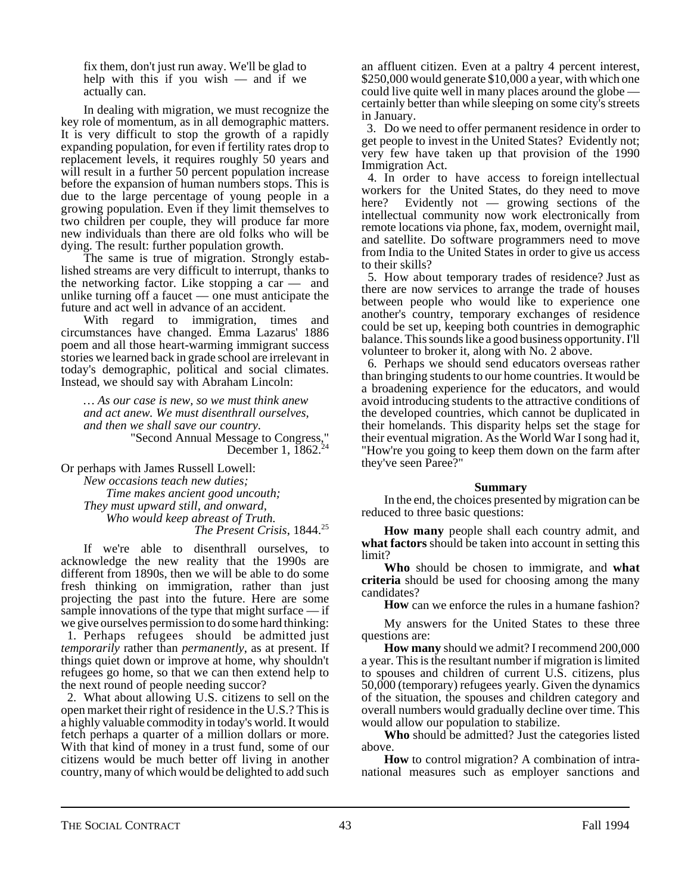fix them, don't just run away. We'll be glad to help with this if you wish — and if we actually can.

In dealing with migration, we must recognize the key role of momentum, as in all demographic matters. It is very difficult to stop the growth of a rapidly expanding population, for even if fertility rates drop to replacement levels, it requires roughly 50 years and will result in a further 50 percent population increase before the expansion of human numbers stops. This is due to the large percentage of young people in a growing population. Even if they limit themselves to two children per couple, they will produce far more new individuals than there are old folks who will be dying. The result: further population growth.

The same is true of migration. Strongly established streams are very difficult to interrupt, thanks to the networking factor. Like stopping a car — and unlike turning off a faucet — one must anticipate the future and act well in advance of an accident.

With regard to immigration, times and circumstances have changed. Emma Lazarus' 1886 poem and all those heart-warming immigrant success stories we learned back in grade school are irrelevant in today's demographic, political and social climates. Instead, we should say with Abraham Lincoln:

> *... As our case is new, so we must think anew and act anew. We must disenthrall ourselves, and then we shall save our country.*
>
> "Second Annual Message to Congress," December 1, 1862.[24]

Or perhaps with James Russell Lowell:

> *New occasions teach new duties;*
> *Time makes ancient good uncouth;*
> *They must upward still, and onward,*
> *Who would keep abreast of Truth.*
>
> *The Present Crisis*, 1844.[25]

If we're able to disenthrall ourselves, to acknowledge the new reality that the 1990s are different from 1890s, then we will be able to do some fresh thinking on immigration, rather than just projecting the past into the future. Here are some sample innovations of the type that might surface — if we give ourselves permission to do some hard thinking:

1. Perhaps refugees should be admitted just *temporarily* rather than *permanently*, as at present. If things quiet down or improve at home, why shouldn't refugees go home, so that we can then extend help to the next round of people needing succor?

2. What about allowing U.S. citizens to sell on the open market their right of residence in the U.S.? This is a highly valuable commodity in today's world. It would fetch perhaps a quarter of a million dollars or more. With that kind of money in a trust fund, some of our citizens would be much better off living in another country, many of which would be delighted to add such an affluent citizen. Even at a paltry 4 percent interest, $250,000 would generate $10,000 a year, with which one could live quite well in many places around the globe — certainly better than while sleeping on some city's streets in January.

3. Do we need to offer permanent residence in order to get people to invest in the United States? Evidently not; very few have taken up that provision of the 1990 Immigration Act.

4. In order to have access to foreign intellectual workers for the United States, do they need to move here? Evidently not — growing sections of the intellectual community now work electronically from remote locations via phone, fax, modem, overnight mail, and satellite. Do software programmers need to move from India to the United States in order to give us access to their skills?

5. How about temporary trades of residence? Just as there are now services to arrange the trade of houses between people who would like to experience one another's country, temporary exchanges of residence could be set up, keeping both countries in demographic balance. This sounds like a good business opportunity. I'll volunteer to broker it, along with No. 2 above.

6. Perhaps we should send educators overseas rather than bringing students to our home countries. It would be a broadening experience for the educators, and would avoid introducing students to the attractive conditions of the developed countries, which cannot be duplicated in their homelands. This disparity helps set the stage for their eventual migration. As the World War I song had it, "How're you going to keep them down on the farm after they've seen Paree?"

### Summary

In the end, the choices presented by migration can be reduced to three basic questions:

**How many** people shall each country admit, and **what factors** should be taken into account in setting this limit?

**Who** should be chosen to immigrate, and **what criteria** should be used for choosing among the many candidates?

**How** can we enforce the rules in a humane fashion?

My answers for the United States to these three questions are:

**How many** should we admit? I recommend 200,000 a year. This is the resultant number if migration is limited to spouses and children of current U.S. citizens, plus 50,000 (temporary) refugees yearly. Given the dynamics of the situation, the spouses and children category and overall numbers would gradually decline over time. This would allow our population to stabilize.

**Who** should be admitted? Just the categories listed above.

**How** to control migration? A combination of intra-national measures such as employer sanctions and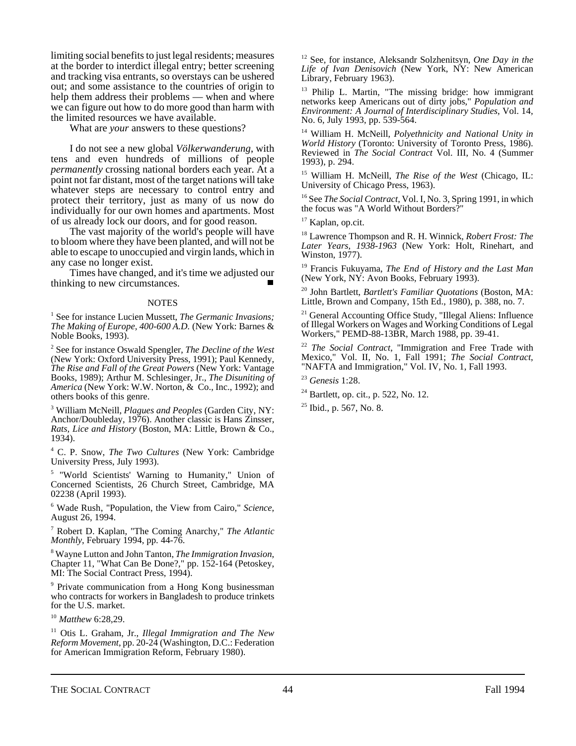limiting social benefits to just legal residents; measures at the border to interdict illegal entry; better screening and tracking visa entrants, so overstays can be ushered out; and some assistance to the countries of origin to help them address their problems — when and where we can figure out how to do more good than harm with the limited resources we have available.

What are *your* answers to these questions?

I do not see a new global *Völkerwanderung*, with tens and even hundreds of millions of people *permanently* crossing national borders each year. At a point not far distant, most of the target nations will take whatever steps are necessary to control entry and protect their territory, just as many of us now do individually for our own homes and apartments. Most of us already lock our doors, and for good reason.

The vast majority of the world's people will have to bloom where they have been planted, and will not be able to escape to unoccupied and virgin lands, which in any case no longer exist.

Times have changed, and it's time we adjusted our thinking to new circumstances. ■

## NOTES

[1] See for instance Lucien Mussett, *The Germanic Invasions; The Making of Europe, 400-600 A.D.* (New York: Barnes & Noble Books, 1993).

[2] See for instance Oswald Spengler, *The Decline of the West* (New York: Oxford University Press, 1991); Paul Kennedy, *The Rise and Fall of the Great Powers* (New York: Vantage Books, 1989); Arthur M. Schlesinger, Jr., *The Disuniting of America* (New York: W.W. Norton, & Co., Inc., 1992); and others books of this genre.

[3] William McNeill, *Plagues and Peoples* (Garden City, NY: Anchor/Doubleday, 1976). Another classic is Hans Zinsser, *Rats, Lice and History* (Boston, MA: Little, Brown & Co., 1934).

[4] C. P. Snow, *The Two Cultures* (New York: Cambridge University Press, July 1993).

[5] "World Scientists' Warning to Humanity," Union of Concerned Scientists, 26 Church Street, Cambridge, MA 02238 (April 1993).

[6] Wade Rush, "Population, the View from Cairo," *Science*, August 26, 1994.

[7] Robert D. Kaplan, "The Coming Anarchy," *The Atlantic Monthly*, February 1994, pp. 44-76.

[8] Wayne Lutton and John Tanton, *The Immigration Invasion*, Chapter 11, "What Can Be Done?," pp. 152-164 (Petoskey, MI: The Social Contract Press, 1994).

[9] Private communication from a Hong Kong businessman who contracts for workers in Bangladesh to produce trinkets for the U.S. market.

[10] *Matthew* 6:28,29.

[11] Otis L. Graham, Jr., *Illegal Immigration and The New Reform Movement*, pp. 20-24 (Washington, D.C.: Federation for American Immigration Reform, February 1980).

[12] See, for instance, Aleksandr Solzhenitsyn, *One Day in the Life of Ivan Denisovich* (New York, NY: New American Library, February 1963).

[13] Philip L. Martin, "The missing bridge: how immigrant networks keep Americans out of dirty jobs," *Population and Environment: A Journal of Interdisciplinary Studies*, Vol. 14, No. 6, July 1993, pp. 539-564.

[14] William H. McNeill, *Polyethnicity and National Unity in World History* (Toronto: University of Toronto Press, 1986). Reviewed in *The Social Contract* Vol. III, No. 4 (Summer 1993), p. 294.

[15] William H. McNeill, *The Rise of the West* (Chicago, IL: University of Chicago Press, 1963).

[16] See *The Social Contract*, Vol. I, No. 3, Spring 1991, in which the focus was "A World Without Borders?"

[17] Kaplan, op.cit.

[18] Lawrence Thompson and R. H. Winnick, *Robert Frost: The Later Years, 1938-1963* (New York: Holt, Rinehart, and Winston, 1977).

[19] Francis Fukuyama, *The End of History and the Last Man* (New York, NY: Avon Books, February 1993).

[20] John Bartlett, *Bartlett's Familiar Quotations* (Boston, MA: Little, Brown and Company, 15th Ed., 1980), p. 388, no. 7.

[21] General Accounting Office Study, "Illegal Aliens: Influence of Illegal Workers on Wages and Working Conditions of Legal Workers," PEMD-88-13BR, March 1988, pp. 39-41.

[22] *The Social Contract*, "Immigration and Free Trade with Mexico," Vol. II, No. 1, Fall 1991; *The Social Contract*, "NAFTA and Immigration," Vol. IV, No. 1, Fall 1993.

[23] *Genesis* 1:28.

[24] Bartlett, op. cit., p. 522, No. 12.

[25] Ibid., p. 567, No. 8.